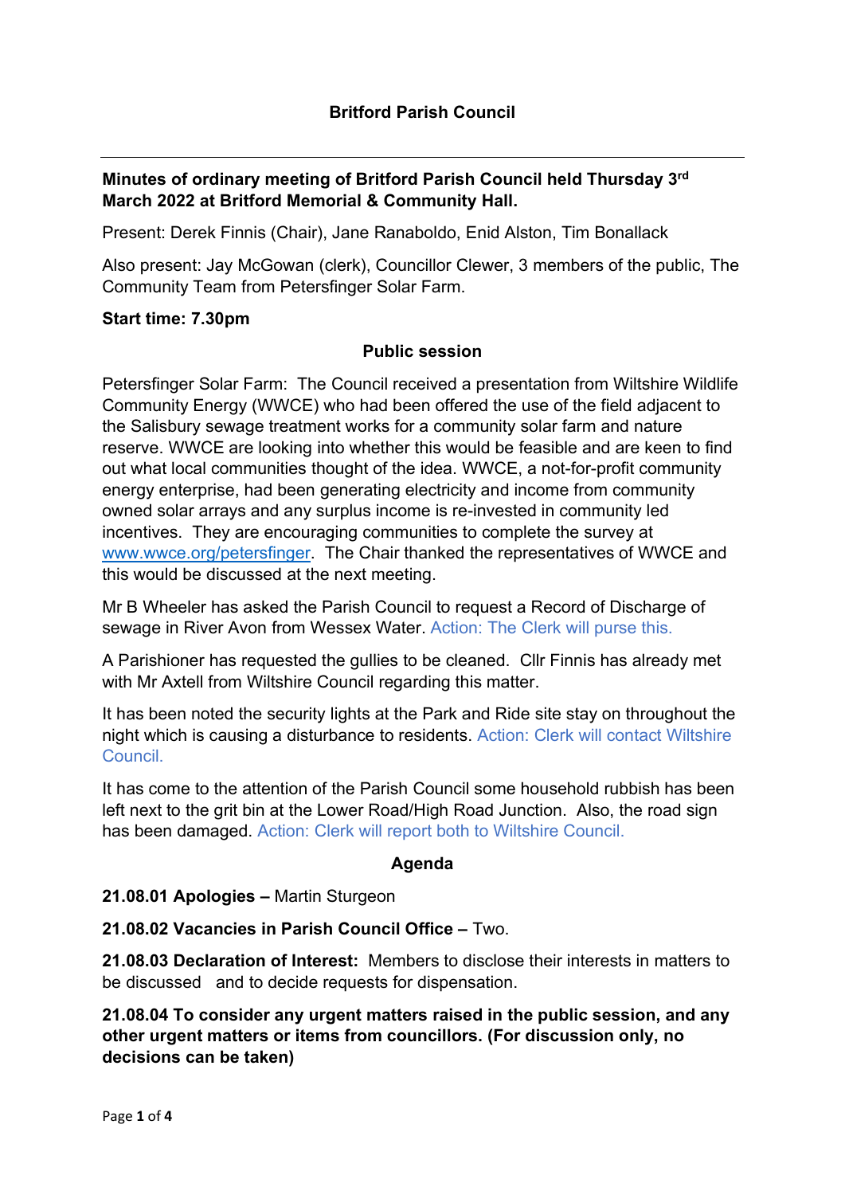## Britford Parish Council

---

**Minutes of ordinary meeting of Britford Parish Council held Thursday 3rd March 2022 at Britford Memorial & Community Hall.**

Present: Derek Finnis (Chair), Jane Ranaboldo, Enid Alston, Tim Bonallack

Also present: Jay McGowan (clerk), Councillor Clewer, 3 members of the public, The Community Team from Petersfinger Solar Farm.

**Start time: 7.30pm**

### Public session

Petersfinger Solar Farm: The Council received a presentation from Wiltshire Wildlife Community Energy (WWCE) who had been offered the use of the field adjacent to the Salisbury sewage treatment works for a community solar farm and nature reserve. WWCE are looking into whether this would be feasible and are keen to find out what local communities thought of the idea. WWCE, a not-for-profit community energy enterprise, had been generating electricity and income from community owned solar arrays and any surplus income is re-invested in community led incentives. They are encouraging communities to complete the survey at www.wwce.org/petersfinger. The Chair thanked the representatives of WWCE and this would be discussed at the next meeting.

Mr B Wheeler has asked the Parish Council to request a Record of Discharge of sewage in River Avon from Wessex Water. Action: The Clerk will purse this.

A Parishioner has requested the gullies to be cleaned. Cllr Finnis has already met with Mr Axtell from Wiltshire Council regarding this matter.

It has been noted the security lights at the Park and Ride site stay on throughout the night which is causing a disturbance to residents. Action: Clerk will contact Wiltshire Council.

It has come to the attention of the Parish Council some household rubbish has been left next to the grit bin at the Lower Road/High Road Junction. Also, the road sign has been damaged. Action: Clerk will report both to Wiltshire Council.

### Agenda

**21.08.01 Apologies –** Martin Sturgeon

**21.08.02 Vacancies in Parish Council Office –** Two.

**21.08.03 Declaration of Interest:** Members to disclose their interests in matters to be discussed and to decide requests for dispensation.

**21.08.04 To consider any urgent matters raised in the public session, and any other urgent matters or items from councillors. (For discussion only, no decisions can be taken)**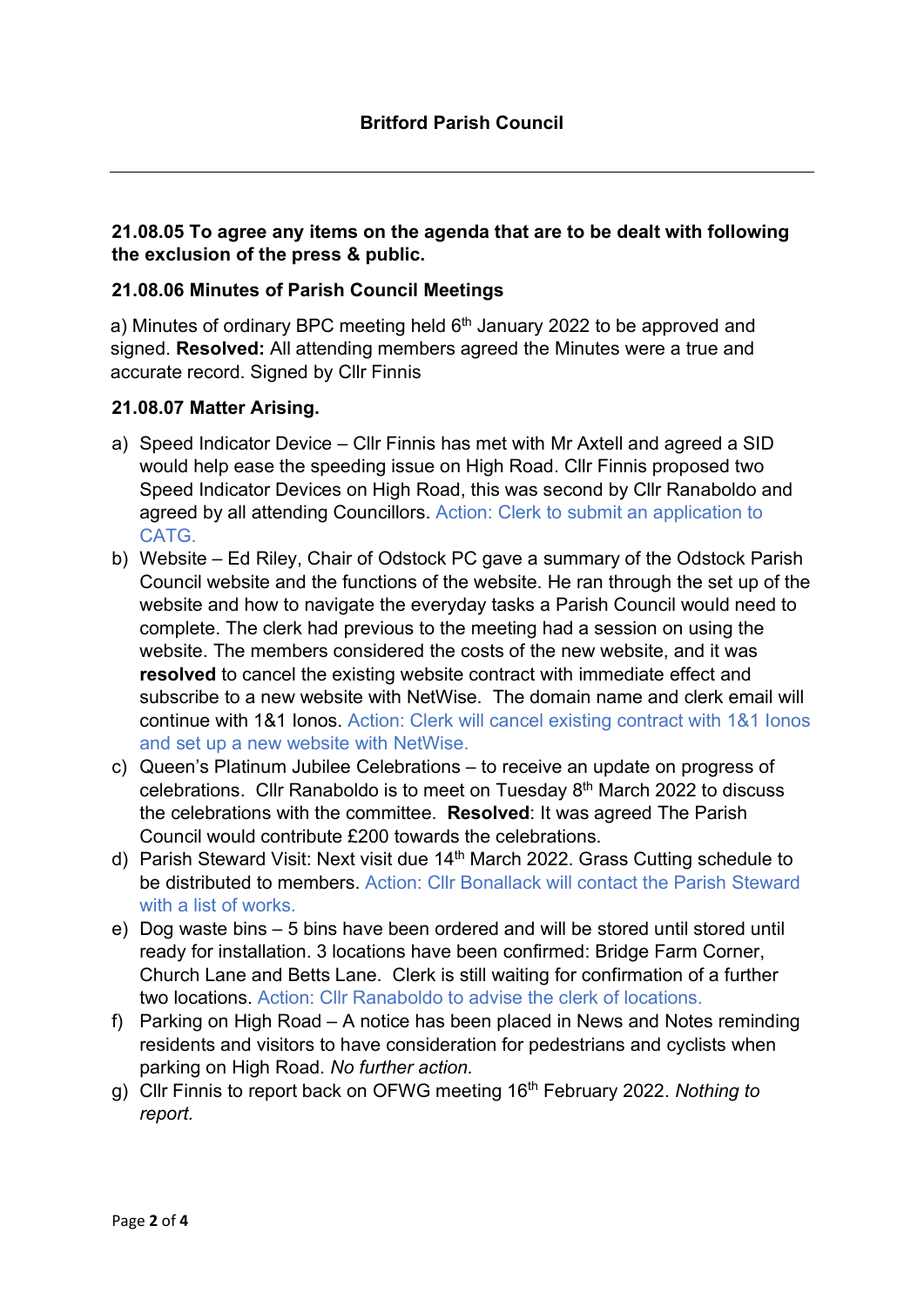**Britford Parish Council**

---

**21.08.05 To agree any items on the agenda that are to be dealt with following the exclusion of the press & public.**

**21.08.06 Minutes of Parish Council Meetings**

a) Minutes of ordinary BPC meeting held 6th January 2022 to be approved and signed. **Resolved:** All attending members agreed the Minutes were a true and accurate record. Signed by Cllr Finnis

**21.08.07 Matter Arising.**

a) Speed Indicator Device – Cllr Finnis has met with Mr Axtell and agreed a SID would help ease the speeding issue on High Road. Cllr Finnis proposed two Speed Indicator Devices on High Road, this was second by Cllr Ranaboldo and agreed by all attending Councillors. Action: Clerk to submit an application to CATG.
b) Website – Ed Riley, Chair of Odstock PC gave a summary of the Odstock Parish Council website and the functions of the website. He ran through the set up of the website and how to navigate the everyday tasks a Parish Council would need to complete. The clerk had previous to the meeting had a session on using the website. The members considered the costs of the new website, and it was **resolved** to cancel the existing website contract with immediate effect and subscribe to a new website with NetWise. The domain name and clerk email will continue with 1&1 Ionos. Action: Clerk will cancel existing contract with 1&1 Ionos and set up a new website with NetWise.
c) Queen's Platinum Jubilee Celebrations – to receive an update on progress of celebrations. Cllr Ranaboldo is to meet on Tuesday 8th March 2022 to discuss the celebrations with the committee. **Resolved**: It was agreed The Parish Council would contribute £200 towards the celebrations.
d) Parish Steward Visit: Next visit due 14th March 2022. Grass Cutting schedule to be distributed to members. Action: Cllr Bonallack will contact the Parish Steward with a list of works.
e) Dog waste bins – 5 bins have been ordered and will be stored until stored until ready for installation. 3 locations have been confirmed: Bridge Farm Corner, Church Lane and Betts Lane. Clerk is still waiting for confirmation of a further two locations. Action: Cllr Ranaboldo to advise the clerk of locations.
f) Parking on High Road – A notice has been placed in News and Notes reminding residents and visitors to have consideration for pedestrians and cyclists when parking on High Road. *No further action.*
g) Cllr Finnis to report back on OFWG meeting 16th February 2022. *Nothing to report.*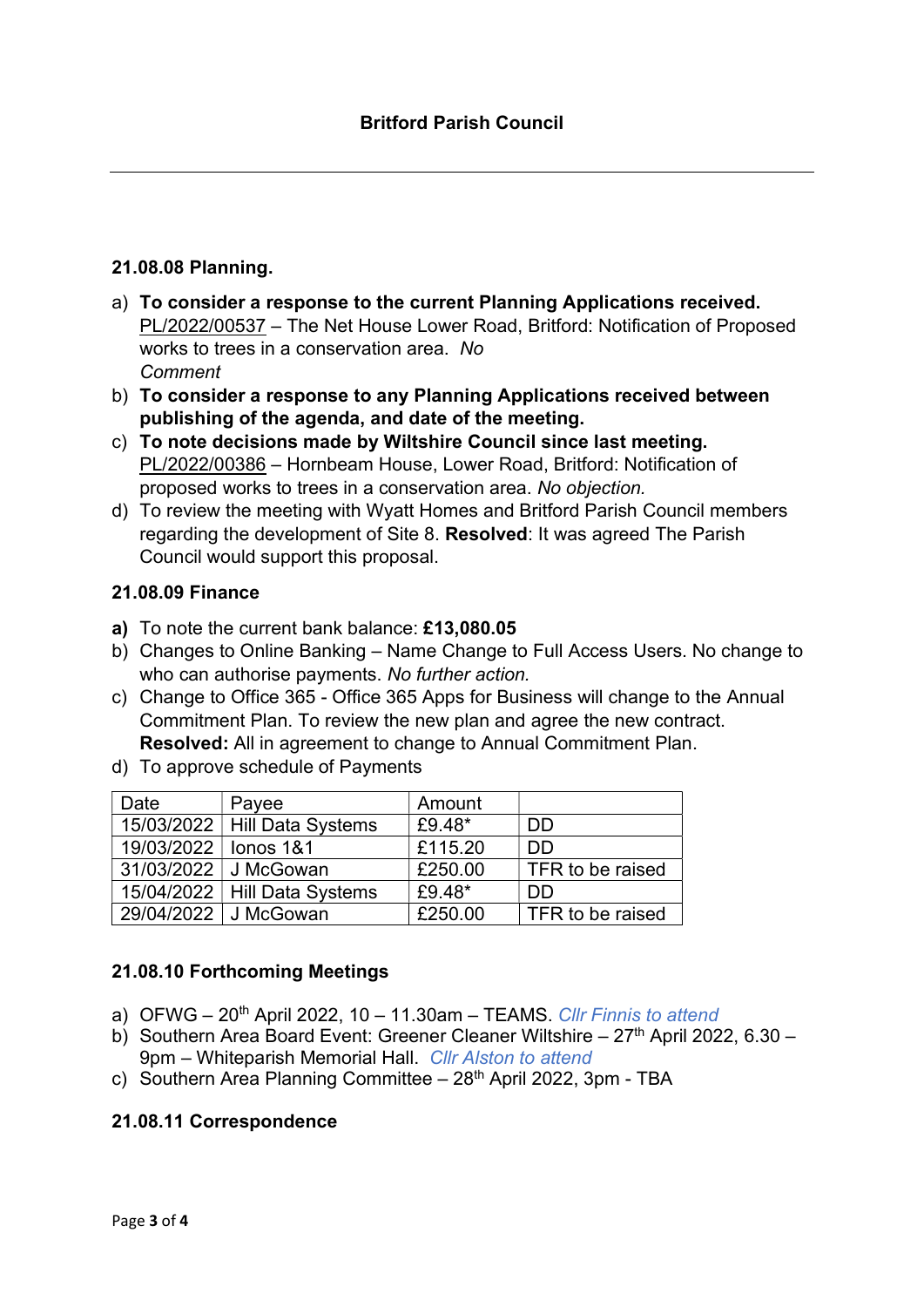**Britford Parish Council**

---

**21.08.08 Planning.**

a) **To consider a response to the current Planning Applications received.** PL/2022/00537 – The Net House Lower Road, Britford: Notification of Proposed works to trees in a conservation area. *No Comment*

b) **To consider a response to any Planning Applications received between publishing of the agenda, and date of the meeting.**

c) **To note decisions made by Wiltshire Council since last meeting.** PL/2022/00386 – Hornbeam House, Lower Road, Britford: Notification of proposed works to trees in a conservation area. *No objection.*

d) To review the meeting with Wyatt Homes and Britford Parish Council members regarding the development of Site 8. **Resolved**: It was agreed The Parish Council would support this proposal.

**21.08.09 Finance**

**a)** To note the current bank balance: **£13,080.05**

b) Changes to Online Banking – Name Change to Full Access Users. No change to who can authorise payments. *No further action.*

c) Change to Office 365 - Office 365 Apps for Business will change to the Annual Commitment Plan. To review the new plan and agree the new contract. **Resolved:** All in agreement to change to Annual Commitment Plan.

d) To approve schedule of Payments

| Date | Payee | Amount | |
|---|---|---|---|
| 15/03/2022 | Hill Data Systems | £9.48* | DD |
| 19/03/2022 | Ionos 1&1 | £115.20 | DD |
| 31/03/2022 | J McGowan | £250.00 | TFR to be raised |
| 15/04/2022 | Hill Data Systems | £9.48* | DD |
| 29/04/2022 | J McGowan | £250.00 | TFR to be raised |

**21.08.10 Forthcoming Meetings**

a) OFWG – 20th April 2022, 10 – 11.30am – TEAMS. *Cllr Finnis to attend*

b) Southern Area Board Event: Greener Cleaner Wiltshire – 27th April 2022, 6.30 – 9pm – Whiteparish Memorial Hall. *Cllr Alston to attend*

c) Southern Area Planning Committee – 28th April 2022, 3pm - TBA

**21.08.11 Correspondence**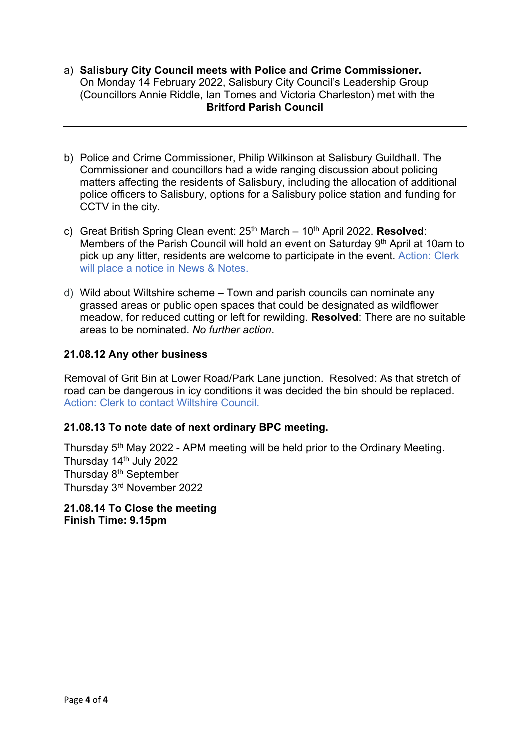a) **Salisbury City Council meets with Police and Crime Commissioner.** On Monday 14 February 2022, Salisbury City Council's Leadership Group (Councillors Annie Riddle, Ian Tomes and Victoria Charleston) met with the

b) Police and Crime Commissioner, Philip Wilkinson at Salisbury Guildhall. The Commissioner and councillors had a wide ranging discussion about policing matters affecting the residents of Salisbury, including the allocation of additional police officers to Salisbury, options for a Salisbury police station and funding for CCTV in the city.

c) Great British Spring Clean event: 25th March – 10th April 2022. **Resolved**: Members of the Parish Council will hold an event on Saturday 9th April at 10am to pick up any litter, residents are welcome to participate in the event. Action: Clerk will place a notice in News & Notes.

d) Wild about Wiltshire scheme – Town and parish councils can nominate any grassed areas or public open spaces that could be designated as wildflower meadow, for reduced cutting or left for rewilding. **Resolved**: There are no suitable areas to be nominated. *No further action*.

### 21.08.12 Any other business

Removal of Grit Bin at Lower Road/Park Lane junction. Resolved: As that stretch of road can be dangerous in icy conditions it was decided the bin should be replaced. Action: Clerk to contact Wiltshire Council.

### 21.08.13 To note date of next ordinary BPC meeting.

Thursday 5th May 2022 - APM meeting will be held prior to the Ordinary Meeting.
Thursday 14th July 2022
Thursday 8th September
Thursday 3rd November 2022

### 21.08.14 To Close the meeting
**Finish Time: 9.15pm**